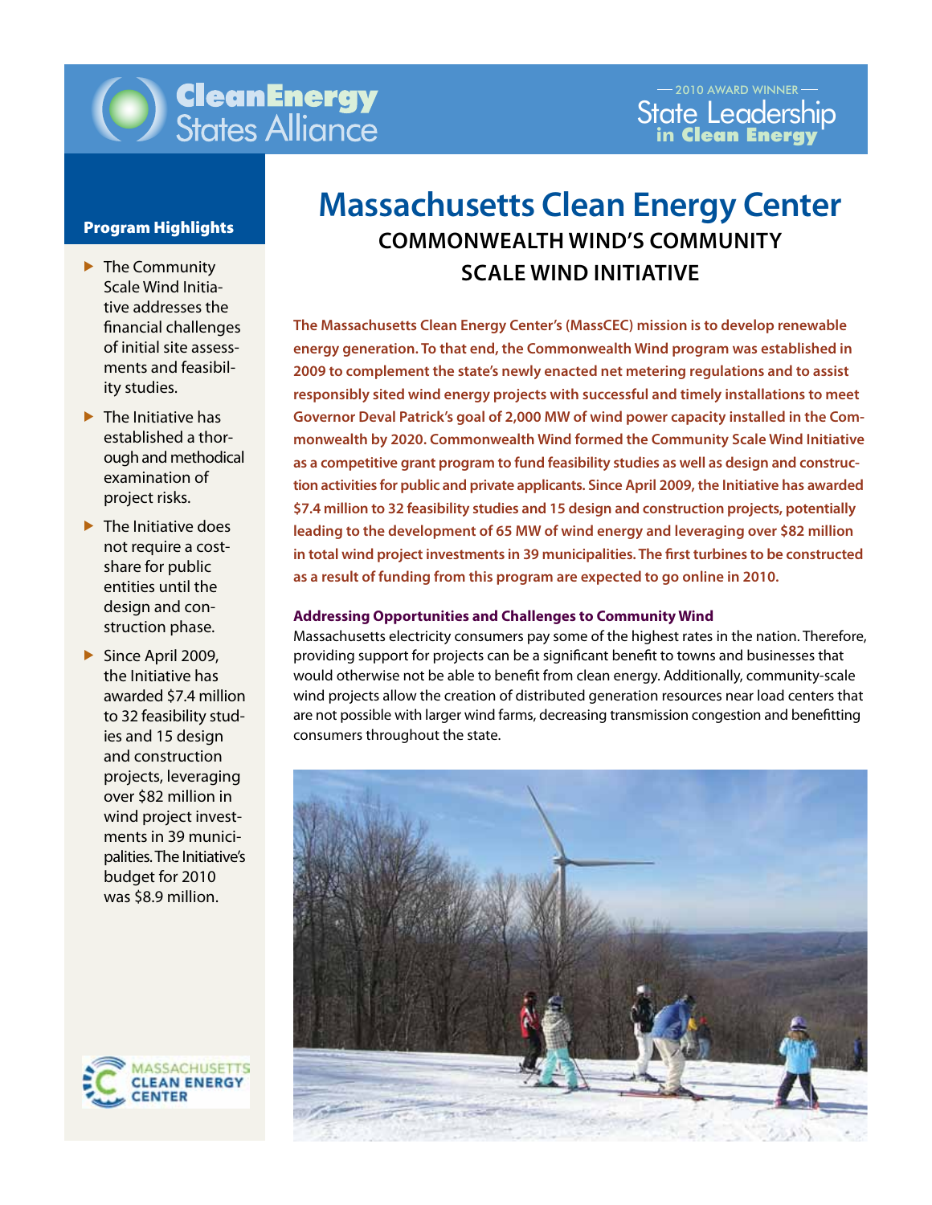Clean Energy States Alliance

— 2010 AWARD WINNER —
State Leadership in Clean Energy

# Massachusetts Clean Energy Center

## COMMONWEALTH WIND'S COMMUNITY SCALE WIND INITIATIVE

**The Massachusetts Clean Energy Center's (MassCEC) mission is to develop renewable energy generation. To that end, the Commonwealth Wind program was established in 2009 to complement the state's newly enacted net metering regulations and to assist responsibly sited wind energy projects with successful and timely installations to meet Governor Deval Patrick's goal of 2,000 MW of wind power capacity installed in the Commonwealth by 2020. Commonwealth Wind formed the Community Scale Wind Initiative as a competitive grant program to fund feasibility studies as well as design and construction activities for public and private applicants. Since April 2009, the Initiative has awarded $7.4 million to 32 feasibility studies and 15 design and construction projects, potentially leading to the development of 65 MW of wind energy and leveraging over $82 million in total wind project investments in 39 municipalities. The first turbines to be constructed as a result of funding from this program are expected to go online in 2010.**

### Addressing Opportunities and Challenges to Community Wind

Massachusetts electricity consumers pay some of the highest rates in the nation. Therefore, providing support for projects can be a significant benefit to towns and businesses that would otherwise not be able to benefit from clean energy. Additionally, community-scale wind projects allow the creation of distributed generation resources near load centers that are not possible with larger wind farms, decreasing transmission congestion and benefitting consumers throughout the state.

### Program Highlights

- The Community Scale Wind Initiative addresses the financial challenges of initial site assessments and feasibility studies.
- The Initiative has established a thorough and methodical examination of project risks.
- The Initiative does not require a cost-share for public entities until the design and construction phase.
- Since April 2009, the Initiative has awarded $7.4 million to 32 feasibility studies and 15 design and construction projects, leveraging over $82 million in wind project investments in 39 municipalities. The Initiative's budget for 2010 was $8.9 million.

MASSACHUSETTS CLEAN ENERGY CENTER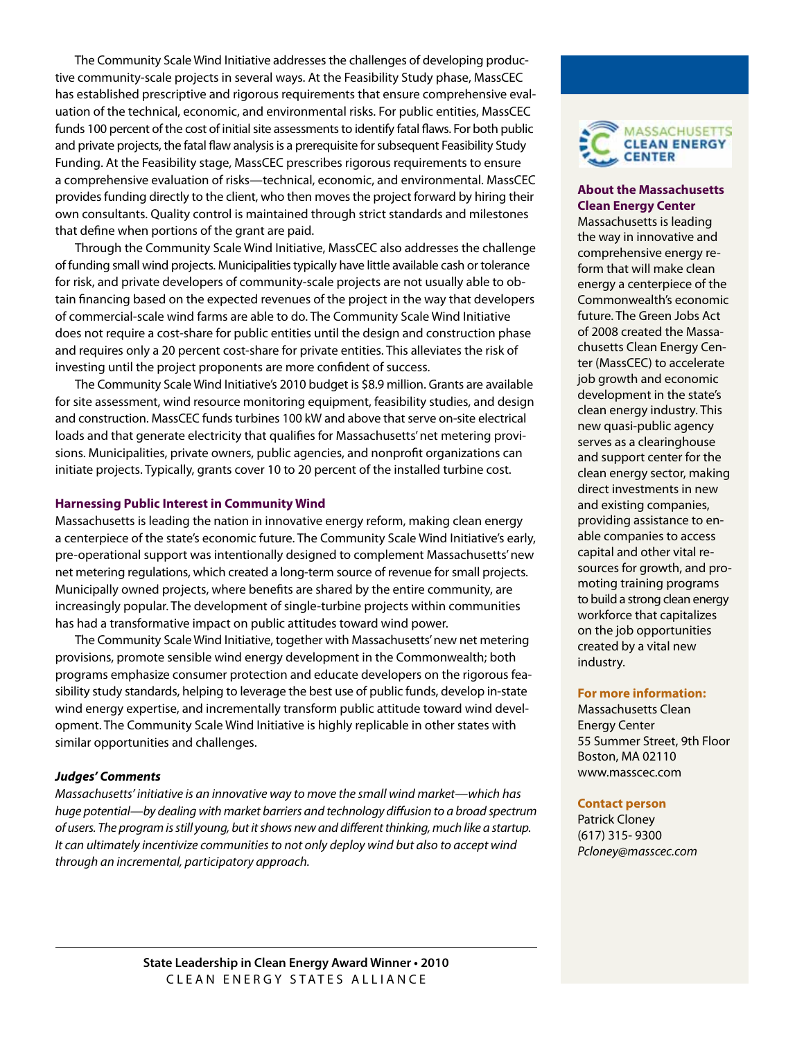The Community Scale Wind Initiative addresses the challenges of developing productive community-scale projects in several ways. At the Feasibility Study phase, MassCEC has established prescriptive and rigorous requirements that ensure comprehensive evaluation of the technical, economic, and environmental risks. For public entities, MassCEC funds 100 percent of the cost of initial site assessments to identify fatal flaws. For both public and private projects, the fatal flaw analysis is a prerequisite for subsequent Feasibility Study Funding. At the Feasibility stage, MassCEC prescribes rigorous requirements to ensure a comprehensive evaluation of risks—technical, economic, and environmental. MassCEC provides funding directly to the client, who then moves the project forward by hiring their own consultants. Quality control is maintained through strict standards and milestones that define when portions of the grant are paid.

Through the Community Scale Wind Initiative, MassCEC also addresses the challenge of funding small wind projects. Municipalities typically have little available cash or tolerance for risk, and private developers of community-scale projects are not usually able to obtain financing based on the expected revenues of the project in the way that developers of commercial-scale wind farms are able to do. The Community Scale Wind Initiative does not require a cost-share for public entities until the design and construction phase and requires only a 20 percent cost-share for private entities. This alleviates the risk of investing until the project proponents are more confident of success.

The Community Scale Wind Initiative's 2010 budget is $8.9 million. Grants are available for site assessment, wind resource monitoring equipment, feasibility studies, and design and construction. MassCEC funds turbines 100 kW and above that serve on-site electrical loads and that generate electricity that qualifies for Massachusetts' net metering provisions. Municipalities, private owners, public agencies, and nonprofit organizations can initiate projects. Typically, grants cover 10 to 20 percent of the installed turbine cost.

### Harnessing Public Interest in Community Wind

Massachusetts is leading the nation in innovative energy reform, making clean energy a centerpiece of the state's economic future. The Community Scale Wind Initiative's early, pre-operational support was intentionally designed to complement Massachusetts' new net metering regulations, which created a long-term source of revenue for small projects. Municipally owned projects, where benefits are shared by the entire community, are increasingly popular. The development of single-turbine projects within communities has had a transformative impact on public attitudes toward wind power.

The Community Scale Wind Initiative, together with Massachusetts' new net metering provisions, promote sensible wind energy development in the Commonwealth; both programs emphasize consumer protection and educate developers on the rigorous feasibility study standards, helping to leverage the best use of public funds, develop in-state wind energy expertise, and incrementally transform public attitude toward wind development. The Community Scale Wind Initiative is highly replicable in other states with similar opportunities and challenges.

***Judges' Comments***

*Massachusetts' initiative is an innovative way to move the small wind market—which has huge potential—by dealing with market barriers and technology diffusion to a broad spectrum of users. The program is still young, but it shows new and different thinking, much like a startup. It can ultimately incentivize communities to not only deploy wind but also to accept wind through an incremental, participatory approach.*

MASSACHUSETTS CLEAN ENERGY CENTER

**About the Massachusetts Clean Energy Center**

Massachusetts is leading the way in innovative and comprehensive energy reform that will make clean energy a centerpiece of the Commonwealth's economic future. The Green Jobs Act of 2008 created the Massachusetts Clean Energy Center (MassCEC) to accelerate job growth and economic development in the state's clean energy industry. This new quasi-public agency serves as a clearinghouse and support center for the clean energy sector, making direct investments in new and existing companies, providing assistance to enable companies to access capital and other vital resources for growth, and promoting training programs to build a strong clean energy workforce that capitalizes on the job opportunities created by a vital new industry.

**For more information:**

Massachusetts Clean Energy Center
55 Summer Street, 9th Floor
Boston, MA 02110
www.masscec.com

**Contact person**

Patrick Cloney
(617) 315- 9300
*Pcloney@masscec.com*

**State Leadership in Clean Energy Award Winner • 2010**
CLEAN ENERGY STATES ALLIANCE